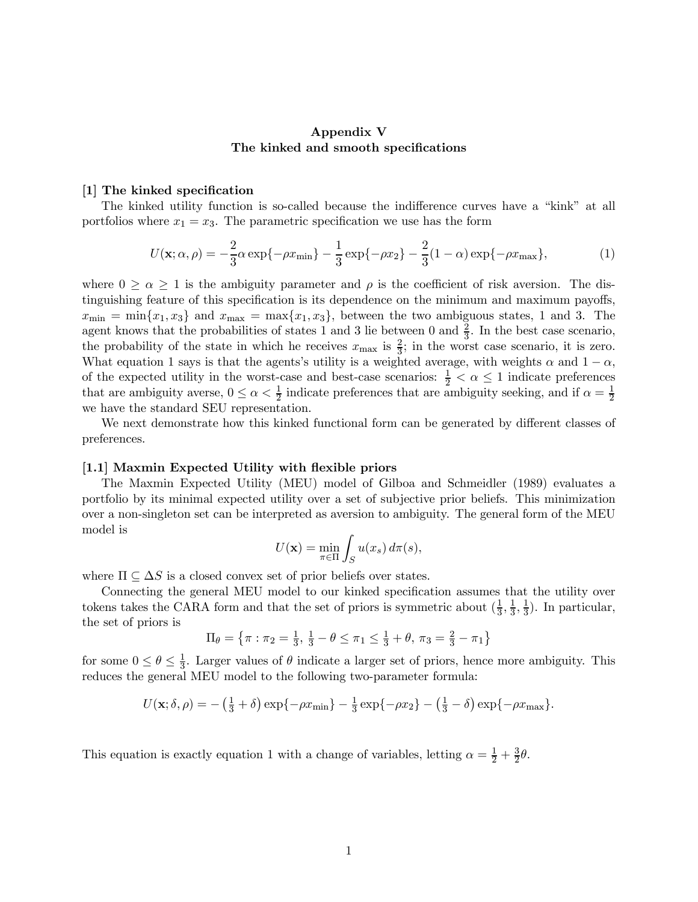**Appendix V**
**The kinked and smooth specifications**

### [1] The kinked specification

The kinked utility function is so-called because the indifference curves have a "kink" at all portfolios where $x_1 = x_3$. The parametric specification we use has the form

$$U(\mathbf{x}; \alpha, \rho) = -\frac{2}{3}\alpha \exp\{-\rho x_{\min}\} - \frac{1}{3}\exp\{-\rho x_2\} - \frac{2}{3}(1-\alpha)\exp\{-\rho x_{\max}\}, \tag{1}$$

where $0 \geq \alpha \geq 1$ is the ambiguity parameter and $\rho$ is the coefficient of risk aversion. The distinguishing feature of this specification is its dependence on the minimum and maximum payoffs, $x_{\min} = \min\{x_1, x_3\}$ and $x_{\max} = \max\{x_1, x_3\}$, between the two ambiguous states, 1 and 3. The agent knows that the probabilities of states 1 and 3 lie between 0 and $\frac{2}{3}$. In the best case scenario, the probability of the state in which he receives $x_{\max}$ is $\frac{2}{3}$; in the worst case scenario, it is zero. What equation 1 says is that the agents's utility is a weighted average, with weights $\alpha$ and $1-\alpha$, of the expected utility in the worst-case and best-case scenarios: $\frac{1}{2} < \alpha \leq 1$ indicate preferences that are ambiguity averse, $0 \leq \alpha < \frac{1}{2}$ indicate preferences that are ambiguity seeking, and if $\alpha = \frac{1}{2}$ we have the standard SEU representation.

We next demonstrate how this kinked functional form can be generated by different classes of preferences.

### [1.1] Maxmin Expected Utility with flexible priors

The Maxmin Expected Utility (MEU) model of Gilboa and Schmeidler (1989) evaluates a portfolio by its minimal expected utility over a set of subjective prior beliefs. This minimization over a non-singleton set can be interpreted as aversion to ambiguity. The general form of the MEU model is

$$U(\mathbf{x}) = \min_{\pi \in \Pi} \int_S u(x_s)\, d\pi(s),$$

where $\Pi \subseteq \Delta S$ is a closed convex set of prior beliefs over states.

Connecting the general MEU model to our kinked specification assumes that the utility over tokens takes the CARA form and that the set of priors is symmetric about $(\frac{1}{3}, \frac{1}{3}, \frac{1}{3})$. In particular, the set of priors is

$$\Pi_\theta = \left\{\pi : \pi_2 = \tfrac{1}{3},\ \tfrac{1}{3} - \theta \leq \pi_1 \leq \tfrac{1}{3} + \theta,\ \pi_3 = \tfrac{2}{3} - \pi_1\right\}$$

for some $0 \leq \theta \leq \frac{1}{3}$. Larger values of $\theta$ indicate a larger set of priors, hence more ambiguity. This reduces the general MEU model to the following two-parameter formula:

$$U(\mathbf{x}; \delta, \rho) = -\left(\tfrac{1}{3} + \delta\right)\exp\{-\rho x_{\min}\} - \tfrac{1}{3}\exp\{-\rho x_2\} - \left(\tfrac{1}{3} - \delta\right)\exp\{-\rho x_{\max}\}.$$

This equation is exactly equation 1 with a change of variables, letting $\alpha = \frac{1}{2} + \frac{3}{2}\theta$.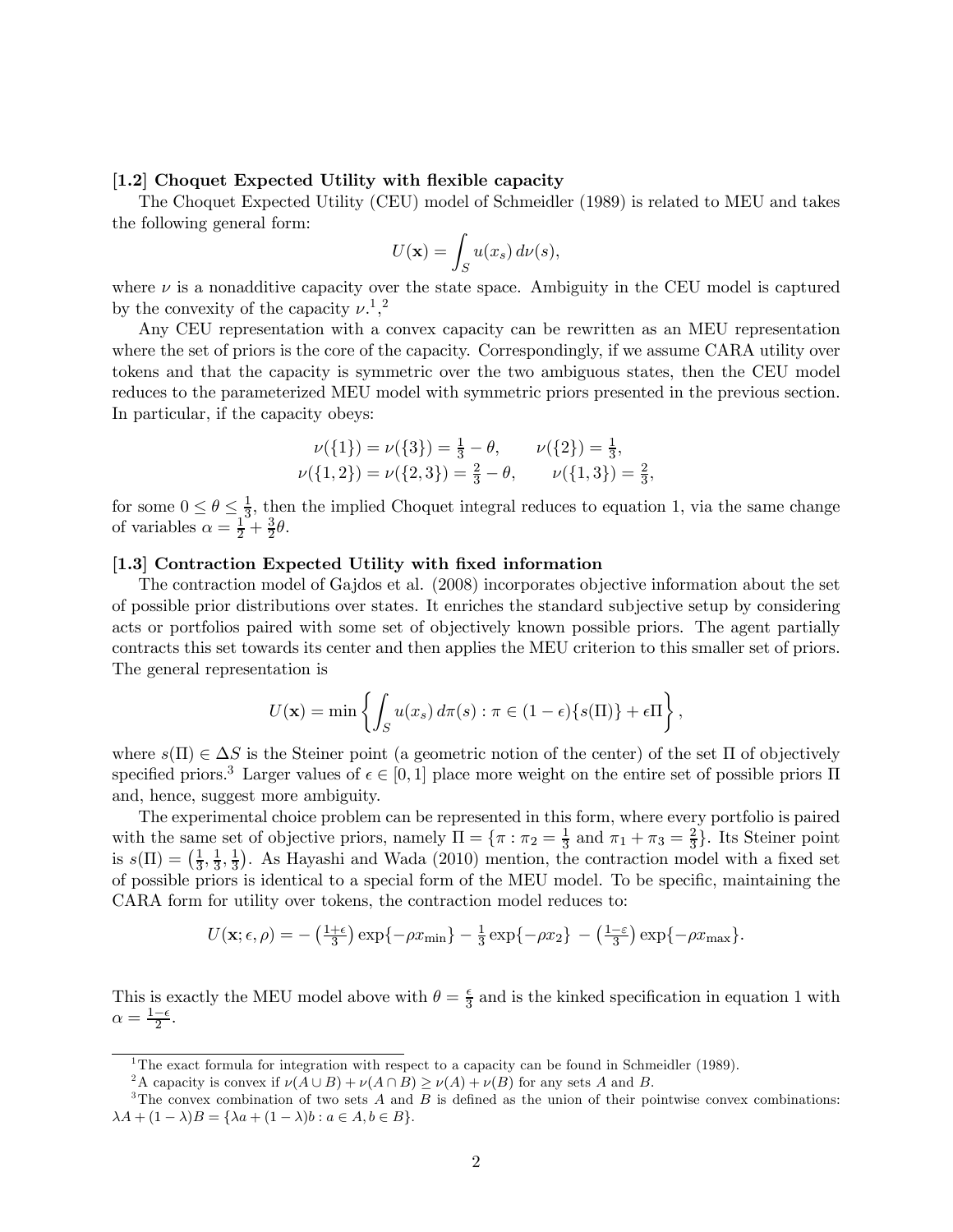### [1.2] Choquet Expected Utility with flexible capacity

The Choquet Expected Utility (CEU) model of Schmeidler (1989) is related to MEU and takes the following general form:

$$U(\mathbf{x}) = \int_S u(x_s)\, d\nu(s),$$

where $\nu$ is a nonadditive capacity over the state space. Ambiguity in the CEU model is captured by the convexity of the capacity $\nu$.[1],[2]

Any CEU representation with a convex capacity can be rewritten as an MEU representation where the set of priors is the core of the capacity. Correspondingly, if we assume CARA utility over tokens and that the capacity is symmetric over the two ambiguous states, then the CEU model reduces to the parameterized MEU model with symmetric priors presented in the previous section. In particular, if the capacity obeys:

$$\nu(\{1\}) = \nu(\{3\}) = \tfrac{1}{3} - \theta, \qquad \nu(\{2\}) = \tfrac{1}{3},$$
$$\nu(\{1,2\}) = \nu(\{2,3\}) = \tfrac{2}{3} - \theta, \qquad \nu(\{1,3\}) = \tfrac{2}{3},$$

for some $0 \leq \theta \leq \frac{1}{3}$, then the implied Choquet integral reduces to equation 1, via the same change of variables $\alpha = \frac{1}{2} + \frac{3}{2}\theta$.

### [1.3] Contraction Expected Utility with fixed information

The contraction model of Gajdos et al. (2008) incorporates objective information about the set of possible prior distributions over states. It enriches the standard subjective setup by considering acts or portfolios paired with some set of objectively known possible priors. The agent partially contracts this set towards its center and then applies the MEU criterion to this smaller set of priors. The general representation is

$$U(\mathbf{x}) = \min\left\{ \int_S u(x_s)\, d\pi(s) : \pi \in (1-\epsilon)\{s(\Pi)\} + \epsilon\Pi \right\},$$

where $s(\Pi) \in \Delta S$ is the Steiner point (a geometric notion of the center) of the set $\Pi$ of objectively specified priors.[3] Larger values of $\epsilon \in [0,1]$ place more weight on the entire set of possible priors $\Pi$ and, hence, suggest more ambiguity.

The experimental choice problem can be represented in this form, where every portfolio is paired with the same set of objective priors, namely $\Pi = \{\pi : \pi_2 = \frac{1}{3} \text{ and } \pi_1 + \pi_3 = \frac{2}{3}\}$. Its Steiner point is $s(\Pi) = \left(\frac{1}{3}, \frac{1}{3}, \frac{1}{3}\right)$. As Hayashi and Wada (2010) mention, the contraction model with a fixed set of possible priors is identical to a special form of the MEU model. To be specific, maintaining the CARA form for utility over tokens, the contraction model reduces to:

$$U(\mathbf{x}; \epsilon, \rho) = -\left(\tfrac{1+\epsilon}{3}\right)\exp\{-\rho x_{\min}\} - \tfrac{1}{3}\exp\{-\rho x_2\} - \left(\tfrac{1-\varepsilon}{3}\right)\exp\{-\rho x_{\max}\}.$$

This is exactly the MEU model above with $\theta = \frac{\epsilon}{3}$ and is the kinked specification in equation 1 with $\alpha = \frac{1-\epsilon}{2}$.

---

[1] The exact formula for integration with respect to a capacity can be found in Schmeidler (1989).

[2] A capacity is convex if $\nu(A \cup B) + \nu(A \cap B) \geq \nu(A) + \nu(B)$ for any sets $A$ and $B$.

[3] The convex combination of two sets $A$ and $B$ is defined as the union of their pointwise convex combinations: $\lambda A + (1-\lambda)B = \{\lambda a + (1-\lambda)b : a \in A, b \in B\}$.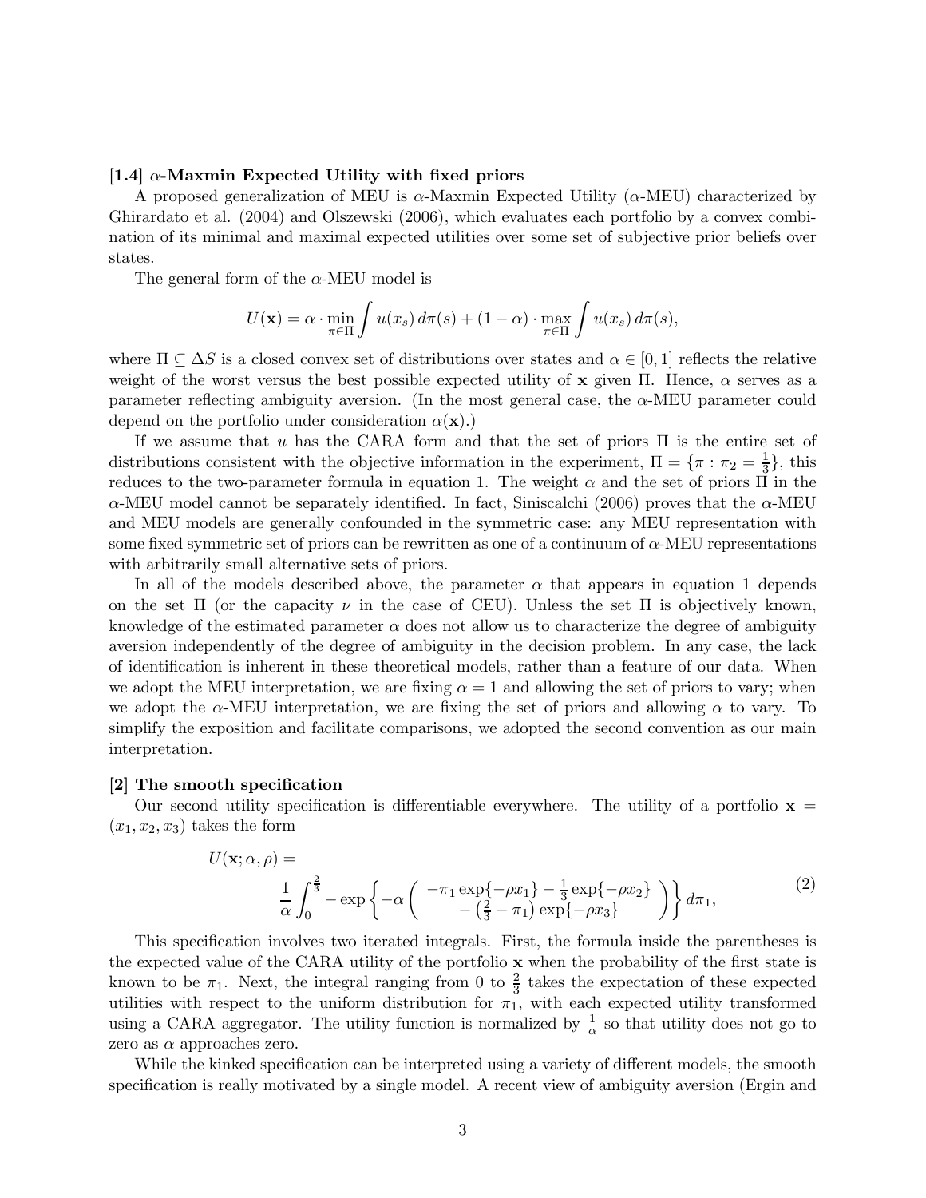### [1.4] $\alpha$-Maxmin Expected Utility with fixed priors

A proposed generalization of MEU is $\alpha$-Maxmin Expected Utility ($\alpha$-MEU) characterized by Ghirardato et al. (2004) and Olszewski (2006), which evaluates each portfolio by a convex combination of its minimal and maximal expected utilities over some set of subjective prior beliefs over states.

The general form of the $\alpha$-MEU model is

$$U(\mathbf{x}) = \alpha \cdot \min_{\pi \in \Pi} \int u(x_s)\, d\pi(s) + (1 - \alpha) \cdot \max_{\pi \in \Pi} \int u(x_s)\, d\pi(s),$$

where $\Pi \subseteq \Delta S$ is a closed convex set of distributions over states and $\alpha \in [0, 1]$ reflects the relative weight of the worst versus the best possible expected utility of $\mathbf{x}$ given $\Pi$. Hence, $\alpha$ serves as a parameter reflecting ambiguity aversion. (In the most general case, the $\alpha$-MEU parameter could depend on the portfolio under consideration $\alpha(\mathbf{x})$.)

If we assume that $u$ has the CARA form and that the set of priors $\Pi$ is the entire set of distributions consistent with the objective information in the experiment, $\Pi = \{\pi : \pi_2 = \frac{1}{3}\}$, this reduces to the two-parameter formula in equation 1. The weight $\alpha$ and the set of priors $\Pi$ in the $\alpha$-MEU model cannot be separately identified. In fact, Siniscalchi (2006) proves that the $\alpha$-MEU and MEU models are generally confounded in the symmetric case: any MEU representation with some fixed symmetric set of priors can be rewritten as one of a continuum of $\alpha$-MEU representations with arbitrarily small alternative sets of priors.

In all of the models described above, the parameter $\alpha$ that appears in equation 1 depends on the set $\Pi$ (or the capacity $\nu$ in the case of CEU). Unless the set $\Pi$ is objectively known, knowledge of the estimated parameter $\alpha$ does not allow us to characterize the degree of ambiguity aversion independently of the degree of ambiguity in the decision problem. In any case, the lack of identification is inherent in these theoretical models, rather than a feature of our data. When we adopt the MEU interpretation, we are fixing $\alpha = 1$ and allowing the set of priors to vary; when we adopt the $\alpha$-MEU interpretation, we are fixing the set of priors and allowing $\alpha$ to vary. To simplify the exposition and facilitate comparisons, we adopted the second convention as our main interpretation.

## [2] The smooth specification

Our second utility specification is differentiable everywhere. The utility of a portfolio $\mathbf{x} = (x_1, x_2, x_3)$ takes the form

$$U(\mathbf{x}; \alpha, \rho) = \frac{1}{\alpha} \int_0^{\frac{2}{3}} - \exp\left\{ -\alpha \left( \begin{array}{c} -\pi_1 \exp\{-\rho x_1\} - \frac{1}{3}\exp\{-\rho x_2\} \\ - \left(\frac{2}{3} - \pi_1\right) \exp\{-\rho x_3\} \end{array} \right) \right\} d\pi_1, \tag{2}$$

This specification involves two iterated integrals. First, the formula inside the parentheses is the expected value of the CARA utility of the portfolio $\mathbf{x}$ when the probability of the first state is known to be $\pi_1$. Next, the integral ranging from 0 to $\frac{2}{3}$ takes the expectation of these expected utilities with respect to the uniform distribution for $\pi_1$, with each expected utility transformed using a CARA aggregator. The utility function is normalized by $\frac{1}{\alpha}$ so that utility does not go to zero as $\alpha$ approaches zero.

While the kinked specification can be interpreted using a variety of different models, the smooth specification is really motivated by a single model. A recent view of ambiguity aversion (Ergin and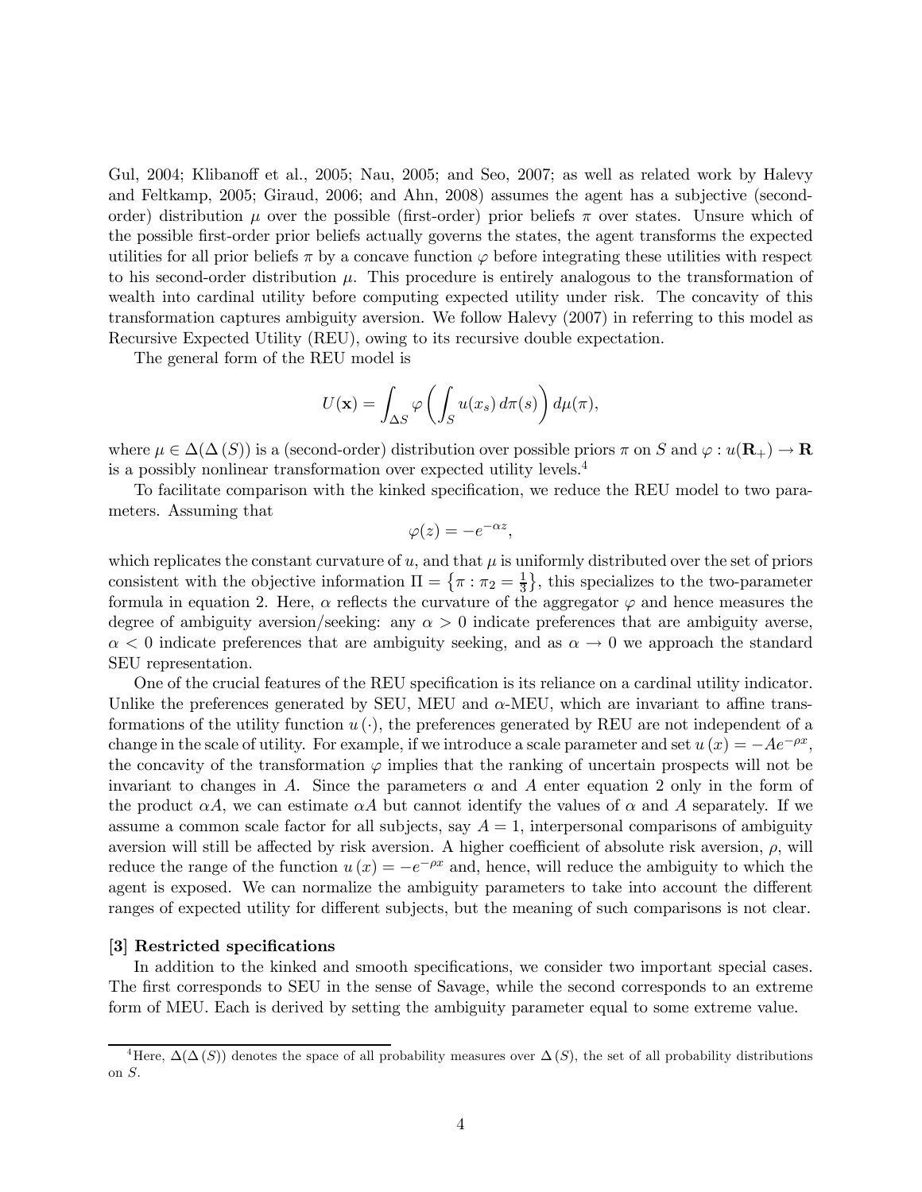Gul, 2004; Klibanoff et al., 2005; Nau, 2005; and Seo, 2007; as well as related work by Halevy and Feltkamp, 2005; Giraud, 2006; and Ahn, 2008) assumes the agent has a subjective (second-order) distribution $\mu$ over the possible (first-order) prior beliefs $\pi$ over states. Unsure which of the possible first-order prior beliefs actually governs the states, the agent transforms the expected utilities for all prior beliefs $\pi$ by a concave function $\varphi$ before integrating these utilities with respect to his second-order distribution $\mu$. This procedure is entirely analogous to the transformation of wealth into cardinal utility before computing expected utility under risk. The concavity of this transformation captures ambiguity aversion. We follow Halevy (2007) in referring to this model as Recursive Expected Utility (REU), owing to its recursive double expectation.

The general form of the REU model is

$$U(\mathbf{x}) = \int_{\Delta S} \varphi \left( \int_{S} u(x_s)\, d\pi(s) \right) d\mu(\pi),$$

where $\mu \in \Delta(\Delta(S))$ is a (second-order) distribution over possible priors $\pi$ on $S$ and $\varphi : u(\mathbf{R}_+) \to \mathbf{R}$ is a possibly nonlinear transformation over expected utility levels.[4]

To facilitate comparison with the kinked specification, we reduce the REU model to two parameters. Assuming that

$$\varphi(z) = -e^{-\alpha z},$$

which replicates the constant curvature of $u$, and that $\mu$ is uniformly distributed over the set of priors consistent with the objective information $\Pi = \left\{\pi : \pi_2 = \frac{1}{3}\right\}$, this specializes to the two-parameter formula in equation 2. Here, $\alpha$ reflects the curvature of the aggregator $\varphi$ and hence measures the degree of ambiguity aversion/seeking: any $\alpha > 0$ indicate preferences that are ambiguity averse, $\alpha < 0$ indicate preferences that are ambiguity seeking, and as $\alpha \to 0$ we approach the standard SEU representation.

One of the crucial features of the REU specification is its reliance on a cardinal utility indicator. Unlike the preferences generated by SEU, MEU and $\alpha$-MEU, which are invariant to affine transformations of the utility function $u(\cdot)$, the preferences generated by REU are not independent of a change in the scale of utility. For example, if we introduce a scale parameter and set $u(x) = -Ae^{-\rho x}$, the concavity of the transformation $\varphi$ implies that the ranking of uncertain prospects will not be invariant to changes in $A$. Since the parameters $\alpha$ and $A$ enter equation 2 only in the form of the product $\alpha A$, we can estimate $\alpha A$ but cannot identify the values of $\alpha$ and $A$ separately. If we assume a common scale factor for all subjects, say $A = 1$, interpersonal comparisons of ambiguity aversion will still be affected by risk aversion. A higher coefficient of absolute risk aversion, $\rho$, will reduce the range of the function $u(x) = -e^{-\rho x}$ and, hence, will reduce the ambiguity to which the agent is exposed. We can normalize the ambiguity parameters to take into account the different ranges of expected utility for different subjects, but the meaning of such comparisons is not clear.

### [3] Restricted specifications

In addition to the kinked and smooth specifications, we consider two important special cases. The first corresponds to SEU in the sense of Savage, while the second corresponds to an extreme form of MEU. Each is derived by setting the ambiguity parameter equal to some extreme value.

[4] Here, $\Delta(\Delta(S))$ denotes the space of all probability measures over $\Delta(S)$, the set of all probability distributions on $S$.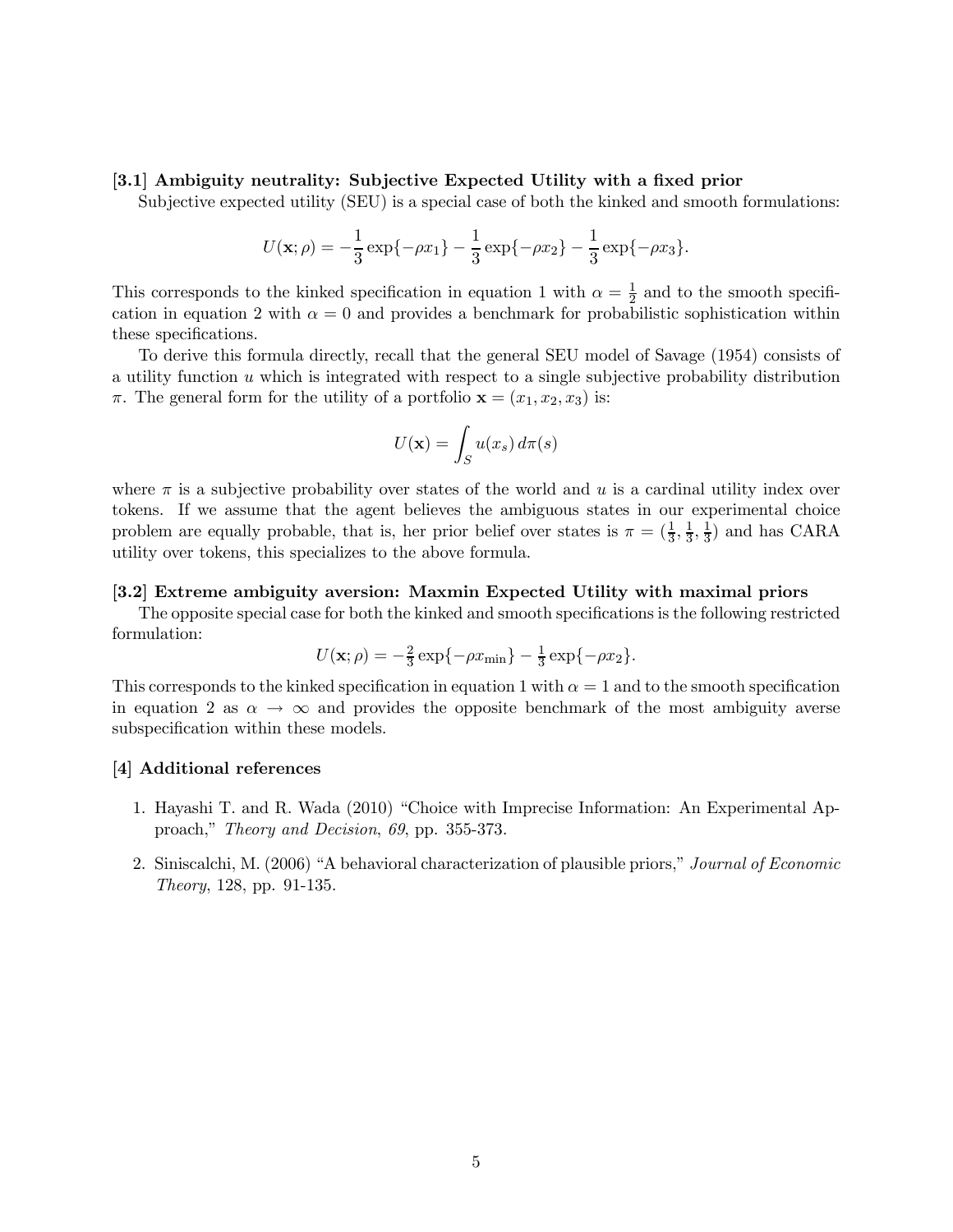**[3.1] Ambiguity neutrality: Subjective Expected Utility with a fixed prior**

Subjective expected utility (SEU) is a special case of both the kinked and smooth formulations:

$$U(\mathbf{x};\rho) = -\frac{1}{3}\exp\{-\rho x_1\} - \frac{1}{3}\exp\{-\rho x_2\} - \frac{1}{3}\exp\{-\rho x_3\}.$$

This corresponds to the kinked specification in equation 1 with $\alpha = \frac{1}{2}$ and to the smooth specification in equation 2 with $\alpha = 0$ and provides a benchmark for probabilistic sophistication within these specifications.

To derive this formula directly, recall that the general SEU model of Savage (1954) consists of a utility function $u$ which is integrated with respect to a single subjective probability distribution $\pi$. The general form for the utility of a portfolio $\mathbf{x} = (x_1, x_2, x_3)$ is:

$$U(\mathbf{x}) = \int_S u(x_s)\, d\pi(s)$$

where $\pi$ is a subjective probability over states of the world and $u$ is a cardinal utility index over tokens. If we assume that the agent believes the ambiguous states in our experimental choice problem are equally probable, that is, her prior belief over states is $\pi = (\frac{1}{3}, \frac{1}{3}, \frac{1}{3})$ and has CARA utility over tokens, this specializes to the above formula.

**[3.2] Extreme ambiguity aversion: Maxmin Expected Utility with maximal priors**

The opposite special case for both the kinked and smooth specifications is the following restricted formulation:

$$U(\mathbf{x};\rho) = -\tfrac{2}{3}\exp\{-\rho x_{\min}\} - \tfrac{1}{3}\exp\{-\rho x_2\}.$$

This corresponds to the kinked specification in equation 1 with $\alpha = 1$ and to the smooth specification in equation 2 as $\alpha \to \infty$ and provides the opposite benchmark of the most ambiguity averse subspecification within these models.

**[4] Additional references**

1. Hayashi T. and R. Wada (2010) "Choice with Imprecise Information: An Experimental Approach," *Theory and Decision*, *69*, pp. 355-373.
2. Siniscalchi, M. (2006) "A behavioral characterization of plausible priors," *Journal of Economic Theory*, 128, pp. 91-135.